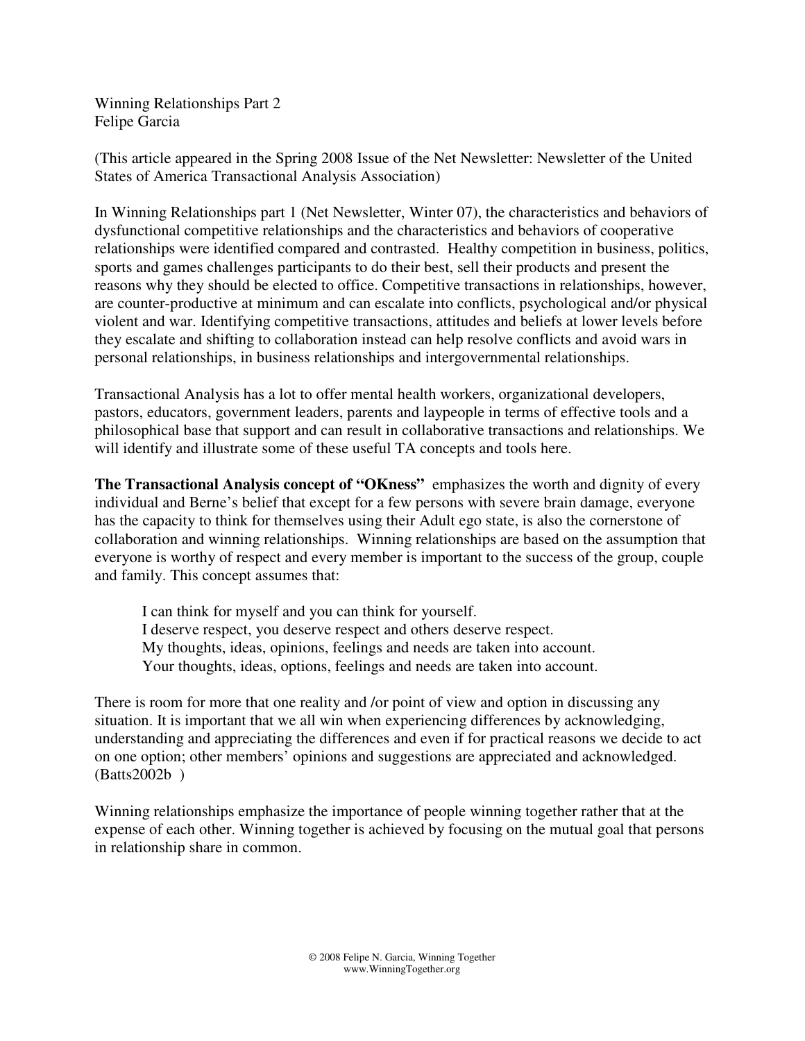Winning Relationships Part 2  
Felipe Garcia

(This article appeared in the Spring 2008 Issue of the Net Newsletter: Newsletter of the United States of America Transactional Analysis Association)

In Winning Relationships part 1 (Net Newsletter, Winter 07), the characteristics and behaviors of dysfunctional competitive relationships and the characteristics and behaviors of cooperative relationships were identified compared and contrasted. Healthy competition in business, politics, sports and games challenges participants to do their best, sell their products and present the reasons why they should be elected to office. Competitive transactions in relationships, however, are counter-productive at minimum and can escalate into conflicts, psychological and/or physical violent and war. Identifying competitive transactions, attitudes and beliefs at lower levels before they escalate and shifting to collaboration instead can help resolve conflicts and avoid wars in personal relationships, in business relationships and intergovernmental relationships.

Transactional Analysis has a lot to offer mental health workers, organizational developers, pastors, educators, government leaders, parents and laypeople in terms of effective tools and a philosophical base that support and can result in collaborative transactions and relationships. We will identify and illustrate some of these useful TA concepts and tools here.

**The Transactional Analysis concept of "OKness"** emphasizes the worth and dignity of every individual and Berne's belief that except for a few persons with severe brain damage, everyone has the capacity to think for themselves using their Adult ego state, is also the cornerstone of collaboration and winning relationships. Winning relationships are based on the assumption that everyone is worthy of respect and every member is important to the success of the group, couple and family. This concept assumes that:

> I can think for myself and you can think for yourself.  
> I deserve respect, you deserve respect and others deserve respect.  
> My thoughts, ideas, opinions, feelings and needs are taken into account.  
> Your thoughts, ideas, options, feelings and needs are taken into account.

There is room for more that one reality and /or point of view and option in discussing any situation. It is important that we all win when experiencing differences by acknowledging, understanding and appreciating the differences and even if for practical reasons we decide to act on one option; other members' opinions and suggestions are appreciated and acknowledged. (Batts2002b )

Winning relationships emphasize the importance of people winning together rather that at the expense of each other. Winning together is achieved by focusing on the mutual goal that persons in relationship share in common.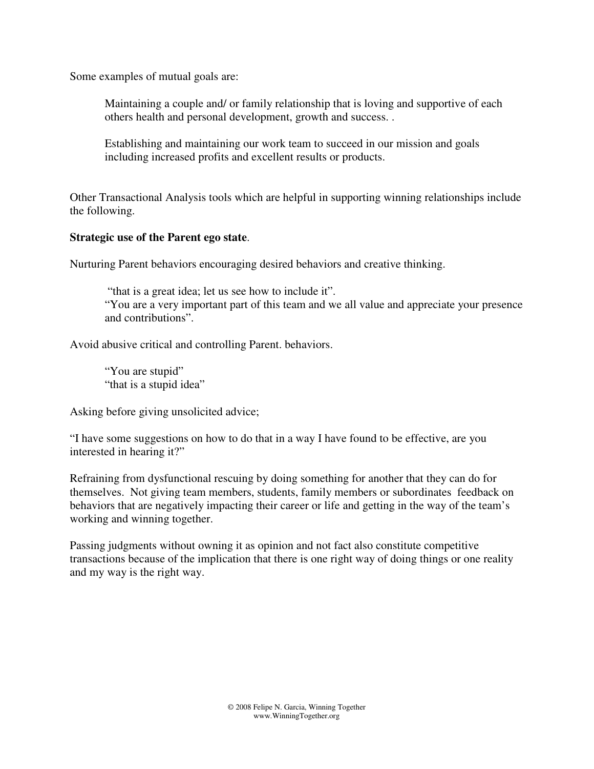Some examples of mutual goals are:

> Maintaining a couple and/ or family relationship that is loving and supportive of each others health and personal development, growth and success. .
>
> Establishing and maintaining our work team to succeed in our mission and goals including increased profits and excellent results or products.

Other Transactional Analysis tools which are helpful in supporting winning relationships include the following.

**Strategic use of the Parent ego state**.

Nurturing Parent behaviors encouraging desired behaviors and creative thinking.

> "that is a great idea; let us see how to include it".
> "You are a very important part of this team and we all value and appreciate your presence and contributions".

Avoid abusive critical and controlling Parent. behaviors.

> "You are stupid"
> "that is a stupid idea"

Asking before giving unsolicited advice;

"I have some suggestions on how to do that in a way I have found to be effective, are you interested in hearing it?"

Refraining from dysfunctional rescuing by doing something for another that they can do for themselves. Not giving team members, students, family members or subordinates feedback on behaviors that are negatively impacting their career or life and getting in the way of the team's working and winning together.

Passing judgments without owning it as opinion and not fact also constitute competitive transactions because of the implication that there is one right way of doing things or one reality and my way is the right way.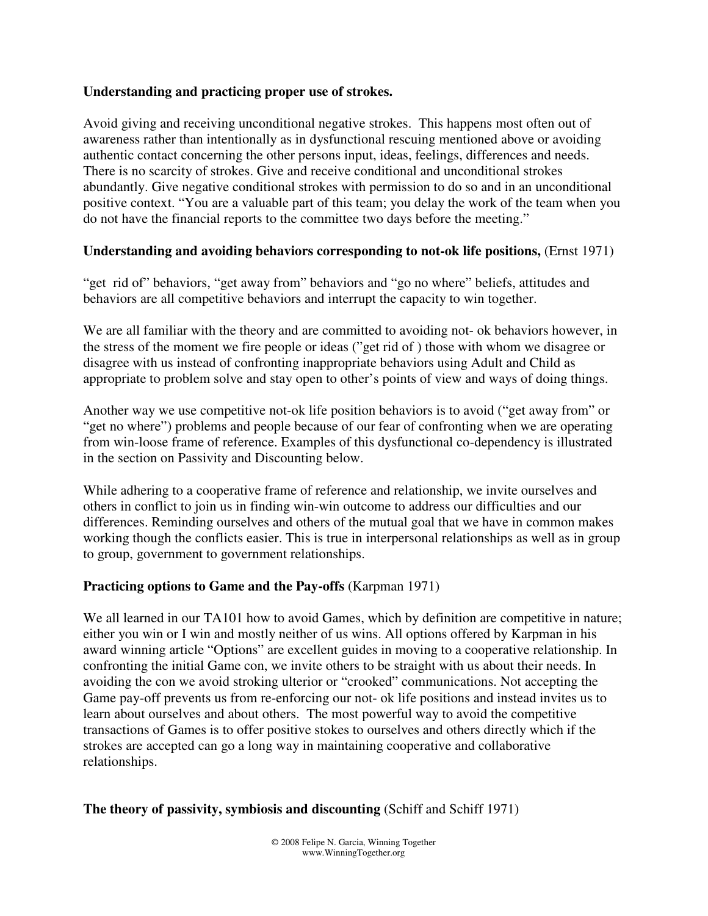**Understanding and practicing proper use of strokes.**

Avoid giving and receiving unconditional negative strokes. This happens most often out of awareness rather than intentionally as in dysfunctional rescuing mentioned above or avoiding authentic contact concerning the other persons input, ideas, feelings, differences and needs. There is no scarcity of strokes. Give and receive conditional and unconditional strokes abundantly. Give negative conditional strokes with permission to do so and in an unconditional positive context. "You are a valuable part of this team; you delay the work of the team when you do not have the financial reports to the committee two days before the meeting."

**Understanding and avoiding behaviors corresponding to not-ok life positions,** (Ernst 1971)

"get rid of" behaviors, "get away from" behaviors and "go no where" beliefs, attitudes and behaviors are all competitive behaviors and interrupt the capacity to win together.

We are all familiar with the theory and are committed to avoiding not- ok behaviors however, in the stress of the moment we fire people or ideas ("get rid of ) those with whom we disagree or disagree with us instead of confronting inappropriate behaviors using Adult and Child as appropriate to problem solve and stay open to other's points of view and ways of doing things.

Another way we use competitive not-ok life position behaviors is to avoid ("get away from" or "get no where") problems and people because of our fear of confronting when we are operating from win-loose frame of reference. Examples of this dysfunctional co-dependency is illustrated in the section on Passivity and Discounting below.

While adhering to a cooperative frame of reference and relationship, we invite ourselves and others in conflict to join us in finding win-win outcome to address our difficulties and our differences. Reminding ourselves and others of the mutual goal that we have in common makes working though the conflicts easier. This is true in interpersonal relationships as well as in group to group, government to government relationships.

**Practicing options to Game and the Pay-offs** (Karpman 1971)

We all learned in our TA101 how to avoid Games, which by definition are competitive in nature; either you win or I win and mostly neither of us wins. All options offered by Karpman in his award winning article "Options" are excellent guides in moving to a cooperative relationship. In confronting the initial Game con, we invite others to be straight with us about their needs. In avoiding the con we avoid stroking ulterior or "crooked" communications. Not accepting the Game pay-off prevents us from re-enforcing our not- ok life positions and instead invites us to learn about ourselves and about others. The most powerful way to avoid the competitive transactions of Games is to offer positive stokes to ourselves and others directly which if the strokes are accepted can go a long way in maintaining cooperative and collaborative relationships.

**The theory of passivity, symbiosis and discounting** (Schiff and Schiff 1971)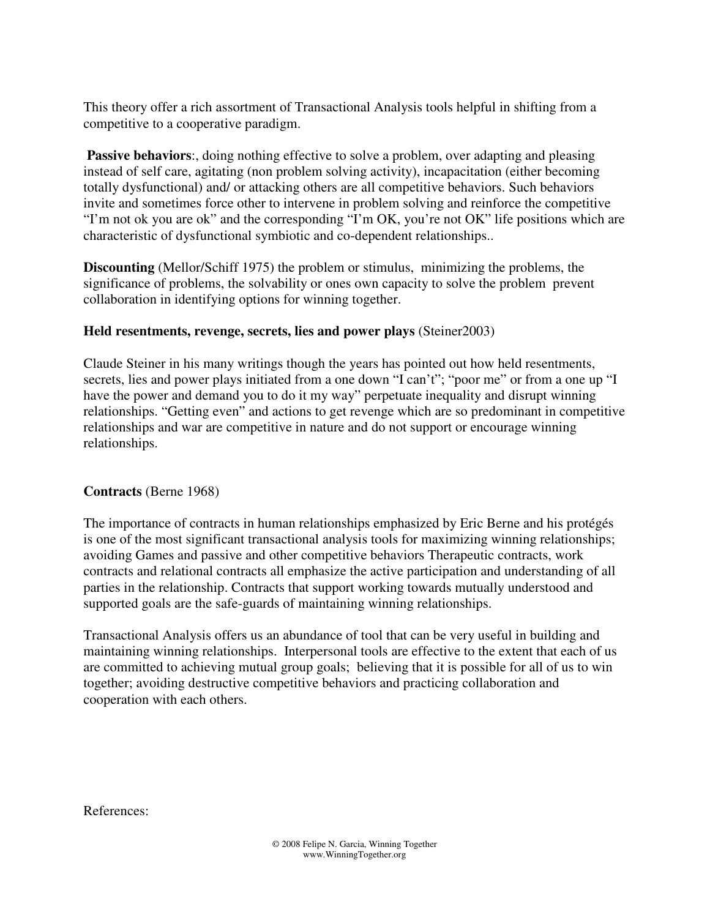This theory offer a rich assortment of Transactional Analysis tools helpful in shifting from a competitive to a cooperative paradigm.

**Passive behaviors**:, doing nothing effective to solve a problem, over adapting and pleasing instead of self care, agitating (non problem solving activity), incapacitation (either becoming totally dysfunctional) and/ or attacking others are all competitive behaviors. Such behaviors invite and sometimes force other to intervene in problem solving and reinforce the competitive "I'm not ok you are ok" and the corresponding "I'm OK, you're not OK" life positions which are characteristic of dysfunctional symbiotic and co-dependent relationships..

**Discounting** (Mellor/Schiff 1975) the problem or stimulus, minimizing the problems, the significance of problems, the solvability or ones own capacity to solve the problem prevent collaboration in identifying options for winning together.

**Held resentments, revenge, secrets, lies and power plays** (Steiner2003)

Claude Steiner in his many writings though the years has pointed out how held resentments, secrets, lies and power plays initiated from a one down "I can't"; "poor me" or from a one up "I have the power and demand you to do it my way" perpetuate inequality and disrupt winning relationships. "Getting even" and actions to get revenge which are so predominant in competitive relationships and war are competitive in nature and do not support or encourage winning relationships.

**Contracts** (Berne 1968)

The importance of contracts in human relationships emphasized by Eric Berne and his protégés is one of the most significant transactional analysis tools for maximizing winning relationships; avoiding Games and passive and other competitive behaviors Therapeutic contracts, work contracts and relational contracts all emphasize the active participation and understanding of all parties in the relationship. Contracts that support working towards mutually understood and supported goals are the safe-guards of maintaining winning relationships.

Transactional Analysis offers us an abundance of tool that can be very useful in building and maintaining winning relationships. Interpersonal tools are effective to the extent that each of us are committed to achieving mutual group goals; believing that it is possible for all of us to win together; avoiding destructive competitive behaviors and practicing collaboration and cooperation with each others.

References: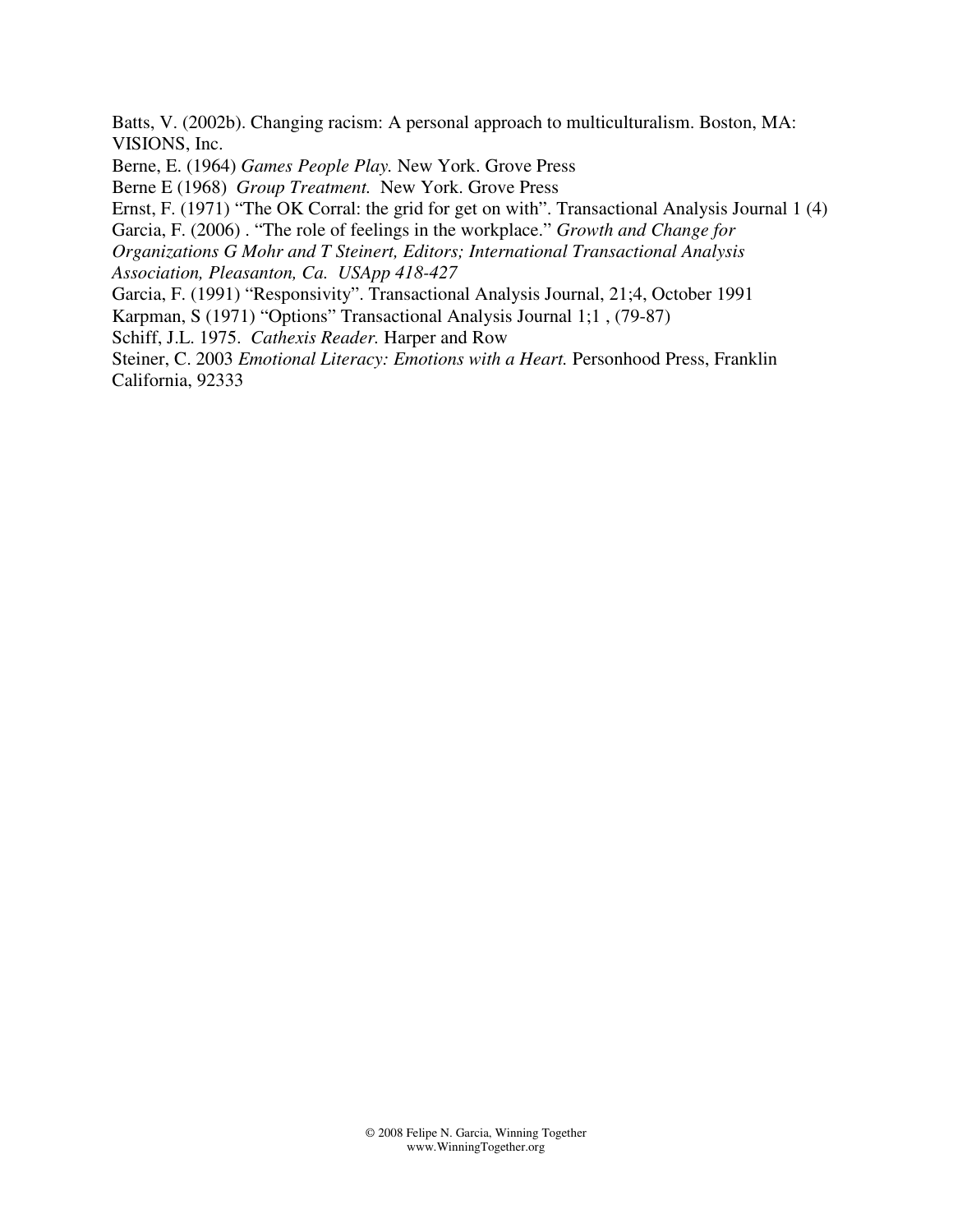Batts, V. (2002b). Changing racism: A personal approach to multiculturalism. Boston, MA: VISIONS, Inc.

Berne, E. (1964) *Games People Play.* New York. Grove Press

Berne E (1968) *Group Treatment.* New York. Grove Press

Ernst, F. (1971) "The OK Corral: the grid for get on with". Transactional Analysis Journal 1 (4)

Garcia, F. (2006) . "The role of feelings in the workplace." *Growth and Change for Organizations G Mohr and T Steinert, Editors; International Transactional Analysis Association, Pleasanton, Ca. USApp 418-427*

Garcia, F. (1991) "Responsivity". Transactional Analysis Journal, 21;4, October 1991

Karpman, S (1971) "Options" Transactional Analysis Journal 1;1 , (79-87)

Schiff, J.L. 1975. *Cathexis Reader.* Harper and Row

Steiner, C. 2003 *Emotional Literacy: Emotions with a Heart.* Personhood Press, Franklin California, 92333